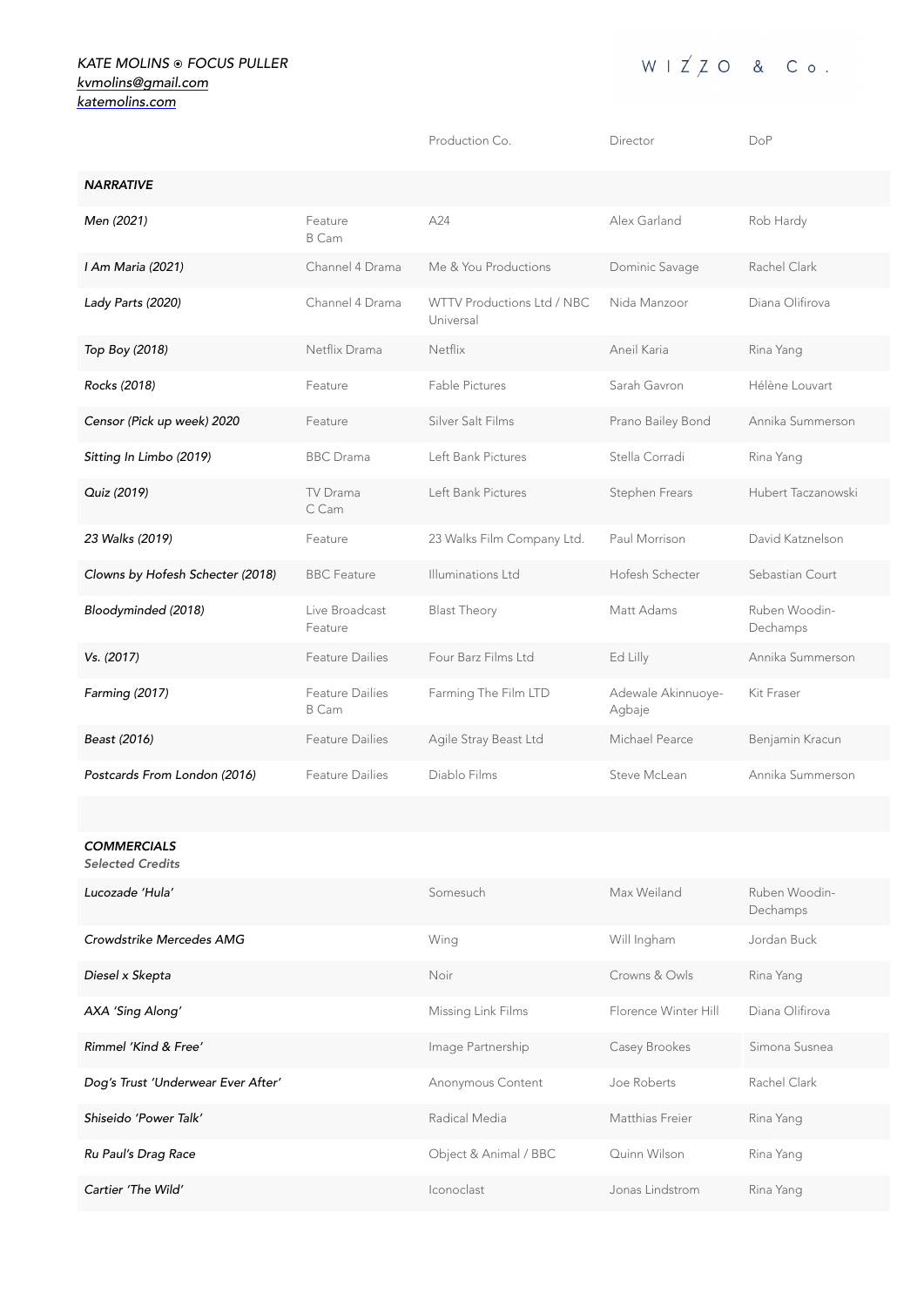*KATE MOLINS ⦿ FOCUS PULLER*
*kvmolins@gmail.com*
*katemolins.com*

W I Z̸ Z̸ O & C o .

| | | Production Co. | Director | DoP |
|---|---|---|---|---|
| ***NARRATIVE*** | | | | |
| *Men (2021)* | Feature B Cam | A24 | Alex Garland | Rob Hardy |
| *I Am Maria (2021)* | Channel 4 Drama | Me & You Productions | Dominic Savage | Rachel Clark |
| *Lady Parts (2020)* | Channel 4 Drama | WTTV Productions Ltd / NBC Universal | Nida Manzoor | Diana Olifirova |
| *Top Boy (2018)* | Netflix Drama | Netflix | Aneil Karia | Rina Yang |
| *Rocks (2018)* | Feature | Fable Pictures | Sarah Gavron | Hélène Louvart |
| *Censor (Pick up week) 2020* | Feature | Silver Salt Films | Prano Bailey Bond | Annika Summerson |
| *Sitting In Limbo (2019)* | BBC Drama | Left Bank Pictures | Stella Corradi | Rina Yang |
| *Quiz (2019)* | TV Drama C Cam | Left Bank Pictures | Stephen Frears | Hubert Taczanowski |
| *23 Walks (2019)* | Feature | 23 Walks Film Company Ltd. | Paul Morrison | David Katznelson |
| *Clowns by Hofesh Schecter (2018)* | BBC Feature | Illuminations Ltd | Hofesh Schecter | Sebastian Court |
| *Bloodyminded (2018)* | Live Broadcast Feature | Blast Theory | Matt Adams | Ruben Woodin-Dechamps |
| *Vs. (2017)* | Feature Dailies | Four Barz Films Ltd | Ed Lilly | Annika Summerson |
| *Farming (2017)* | Feature Dailies B Cam | Farming The Film LTD | Adewale Akinnuoye-Agbaje | Kit Fraser |
| *Beast (2016)* | Feature Dailies | Agile Stray Beast Ltd | Michael Pearce | Benjamin Kracun |
| *Postcards From London (2016)* | Feature Dailies | Diablo Films | Steve McLean | Annika Summerson |

***COMMERCIALS***
***Selected Credits***

| | Production Co. | Director | DoP |
|---|---|---|---|
| *Lucozade 'Hula'* | Somesuch | Max Weiland | Ruben Woodin-Dechamps |
| *Crowdstrike Mercedes AMG* | Wing | Will Ingham | Jordan Buck |
| *Diesel x Skepta* | Noir | Crowns & Owls | Rina Yang |
| *AXA 'Sing Along'* | Missing Link Films | Florence Winter Hill | Diana Olifirova |
| *Rimmel 'Kind & Free'* | Image Partnership | Casey Brookes | Simona Susnea |
| *Dog's Trust 'Underwear Ever After'* | Anonymous Content | Joe Roberts | Rachel Clark |
| *Shiseido 'Power Talk'* | Radical Media | Matthias Freier | Rina Yang |
| *Ru Paul's Drag Race* | Object & Animal / BBC | Quinn Wilson | Rina Yang |
| *Cartier 'The Wild'* | Iconoclast | Jonas Lindstrom | Rina Yang |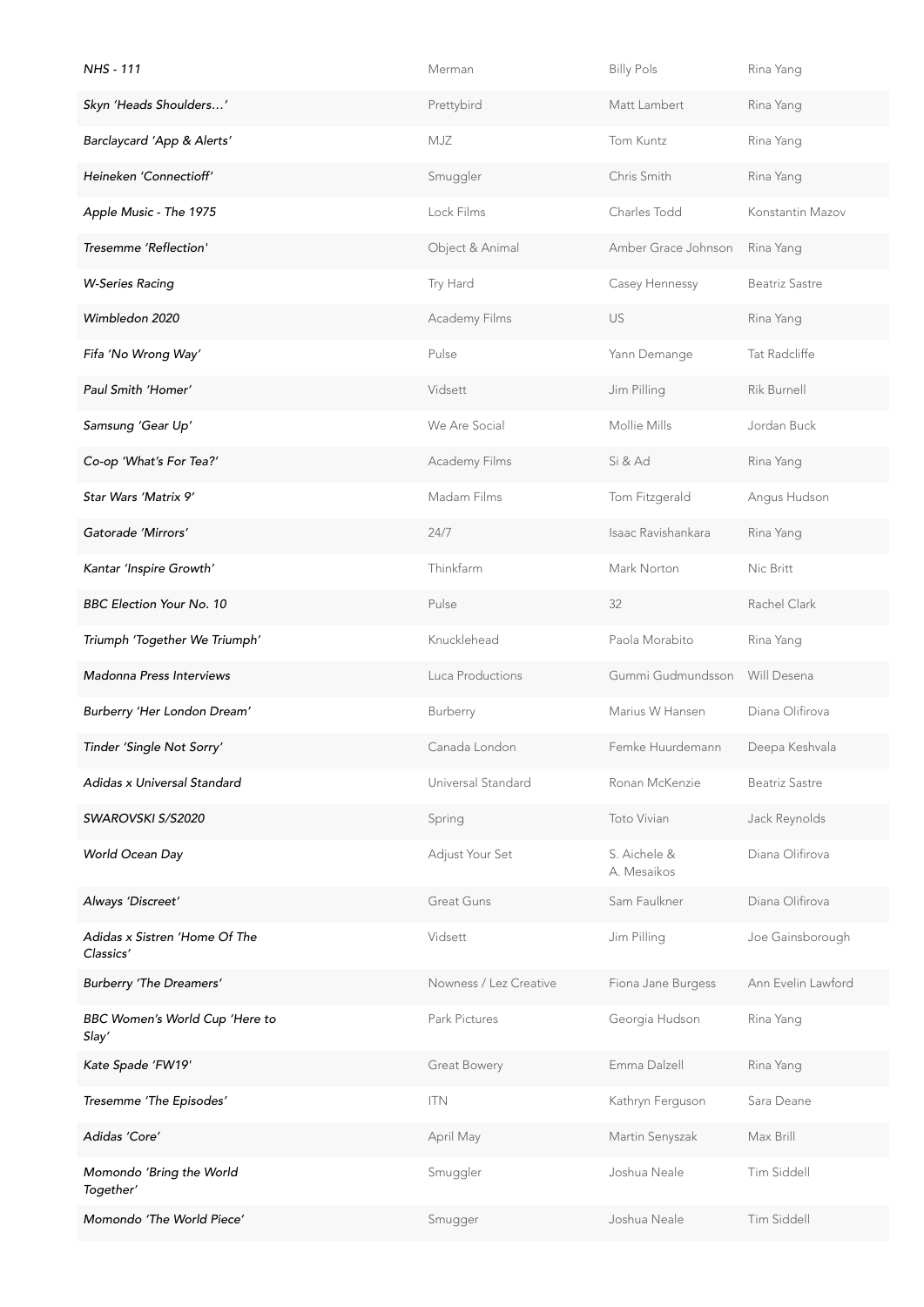| | | | |
|---|---|---|---|
| *NHS - 111* | Merman | Billy Pols | Rina Yang |
| *Skyn 'Heads Shoulders…'* | Prettybird | Matt Lambert | Rina Yang |
| *Barclaycard 'App & Alerts'* | MJZ | Tom Kuntz | Rina Yang |
| *Heineken 'Connectioff'* | Smuggler | Chris Smith | Rina Yang |
| *Apple Music - The 1975* | Lock Films | Charles Todd | Konstantin Mazov |
| *Tresemme 'Reflection'* | Object & Animal | Amber Grace Johnson | Rina Yang |
| *W-Series Racing* | Try Hard | Casey Hennessy | Beatriz Sastre |
| *Wimbledon 2020* | Academy Films | US | Rina Yang |
| *Fifa 'No Wrong Way'* | Pulse | Yann Demange | Tat Radcliffe |
| *Paul Smith 'Homer'* | Vidsett | Jim Pilling | Rik Burnell |
| *Samsung 'Gear Up'* | We Are Social | Mollie Mills | Jordan Buck |
| *Co-op 'What's For Tea?'* | Academy Films | Si & Ad | Rina Yang |
| *Star Wars 'Matrix 9'* | Madam Films | Tom Fitzgerald | Angus Hudson |
| *Gatorade 'Mirrors'* | 24/7 | Isaac Ravishankara | Rina Yang |
| *Kantar 'Inspire Growth'* | Thinkfarm | Mark Norton | Nic Britt |
| *BBC Election Your No. 10* | Pulse | 32 | Rachel Clark |
| *Triumph 'Together We Triumph'* | Knucklehead | Paola Morabito | Rina Yang |
| *Madonna Press Interviews* | Luca Productions | Gummi Gudmundsson | Will Desena |
| *Burberry 'Her London Dream'* | Burberry | Marius W Hansen | Diana Olifirova |
| *Tinder 'Single Not Sorry'* | Canada London | Femke Huurdemann | Deepa Keshvala |
| *Adidas x Universal Standard* | Universal Standard | Ronan McKenzie | Beatriz Sastre |
| *SWAROVSKI S/S2020* | Spring | Toto Vivian | Jack Reynolds |
| *World Ocean Day* | Adjust Your Set | S. Aichele & A. Mesaikos | Diana Olifirova |
| *Always 'Discreet'* | Great Guns | Sam Faulkner | Diana Olifirova |
| *Adidas x Sistren 'Home Of The Classics'* | Vidsett | Jim Pilling | Joe Gainsborough |
| *Burberry 'The Dreamers'* | Nowness / Lez Creative | Fiona Jane Burgess | Ann Evelin Lawford |
| *BBC Women's World Cup 'Here to Slay'* | Park Pictures | Georgia Hudson | Rina Yang |
| *Kate Spade 'FW19'* | Great Bowery | Emma Dalzell | Rina Yang |
| *Tresemme 'The Episodes'* | ITN | Kathryn Ferguson | Sara Deane |
| *Adidas 'Core'* | April May | Martin Senyszak | Max Brill |
| *Momondo 'Bring the World Together'* | Smuggler | Joshua Neale | Tim Siddell |
| *Momondo 'The World Piece'* | Smugger | Joshua Neale | Tim Siddell |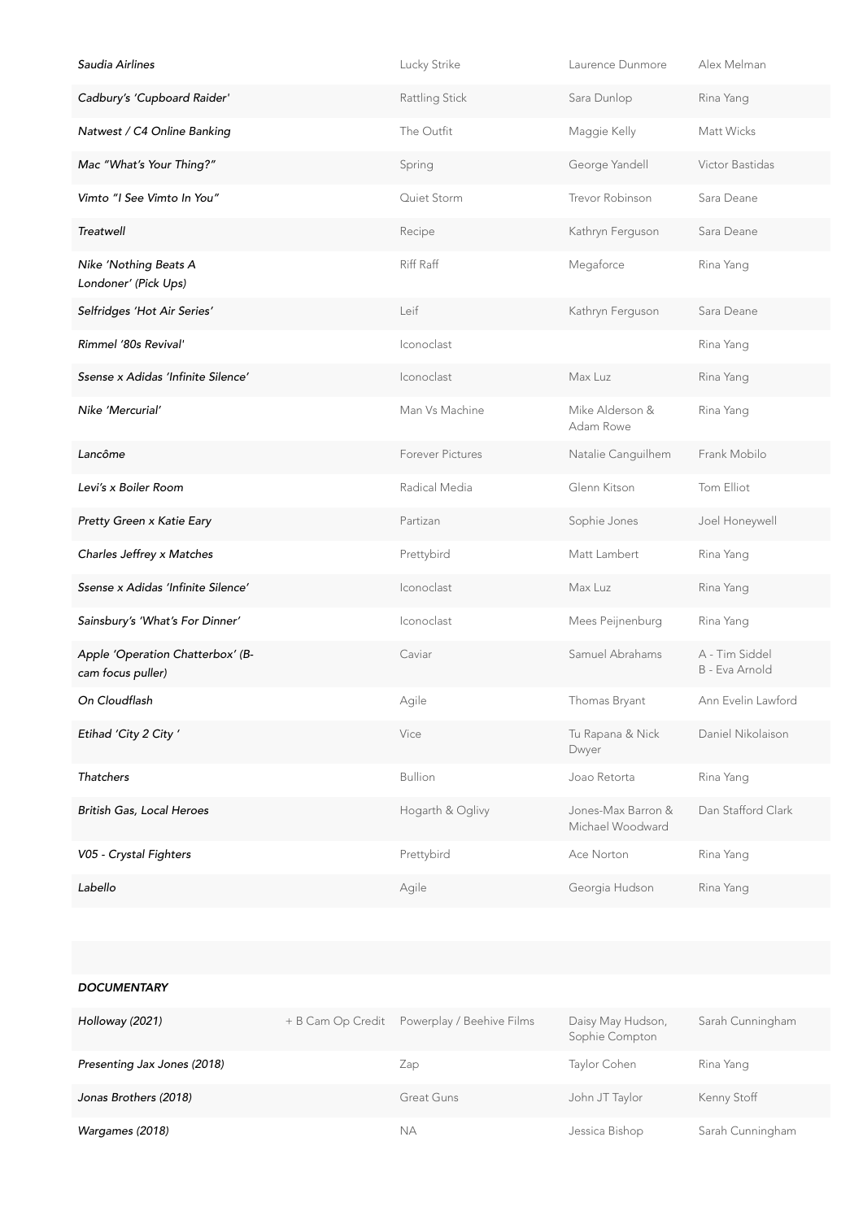| | | | | |
|---|---|---|---|---|
| *Saudia Airlines* | | Lucky Strike | Laurence Dunmore | Alex Melman |
| *Cadbury's 'Cupboard Raider'* | | Rattling Stick | Sara Dunlop | Rina Yang |
| *Natwest / C4 Online Banking* | | The Outfit | Maggie Kelly | Matt Wicks |
| *Mac "What's Your Thing?"* | | Spring | George Yandell | Victor Bastidas |
| *Vimto "I See Vimto In You"* | | Quiet Storm | Trevor Robinson | Sara Deane |
| *Treatwell* | | Recipe | Kathryn Ferguson | Sara Deane |
| *Nike 'Nothing Beats A Londoner' (Pick Ups)* | | Riff Raff | Megaforce | Rina Yang |
| *Selfridges 'Hot Air Series'* | | Leif | Kathryn Ferguson | Sara Deane |
| *Rimmel '80s Revival'* | | Iconoclast | | Rina Yang |
| *Ssense x Adidas 'Infinite Silence'* | | Iconoclast | Max Luz | Rina Yang |
| *Nike 'Mercurial'* | | Man Vs Machine | Mike Alderson & Adam Rowe | Rina Yang |
| *Lancôme* | | Forever Pictures | Natalie Canguilhem | Frank Mobilo |
| *Levi's x Boiler Room* | | Radical Media | Glenn Kitson | Tom Elliot |
| *Pretty Green x Katie Eary* | | Partizan | Sophie Jones | Joel Honeywell |
| *Charles Jeffrey x Matches* | | Prettybird | Matt Lambert | Rina Yang |
| *Ssense x Adidas 'Infinite Silence'* | | Iconoclast | Max Luz | Rina Yang |
| *Sainsbury's 'What's For Dinner'* | | Iconoclast | Mees Peijnenburg | Rina Yang |
| *Apple 'Operation Chatterbox' (B-cam focus puller)* | | Caviar | Samuel Abrahams | A - Tim Siddel<br>B - Eva Arnold |
| *On Cloudflash* | | Agile | Thomas Bryant | Ann Evelin Lawford |
| *Etihad 'City 2 City '* | | Vice | Tu Rapana & Nick Dwyer | Daniel Nikolaison |
| *Thatchers* | | Bullion | Joao Retorta | Rina Yang |
| *British Gas, Local Heroes* | | Hogarth & Oglivy | Jones-Max Barron & Michael Woodward | Dan Stafford Clark |
| *V05 - Crystal Fighters* | | Prettybird | Ace Norton | Rina Yang |
| *Labello* | | Agile | Georgia Hudson | Rina Yang |

***DOCUMENTARY***

| | | | | |
|---|---|---|---|---|
| *Holloway (2021)* | + B Cam Op Credit | Powerplay / Beehive Films | Daisy May Hudson, Sophie Compton | Sarah Cunningham |
| *Presenting Jax Jones (2018)* | | Zap | Taylor Cohen | Rina Yang |
| *Jonas Brothers (2018)* | | Great Guns | John JT Taylor | Kenny Stoff |
| *Wargames (2018)* | | NA | Jessica Bishop | Sarah Cunningham |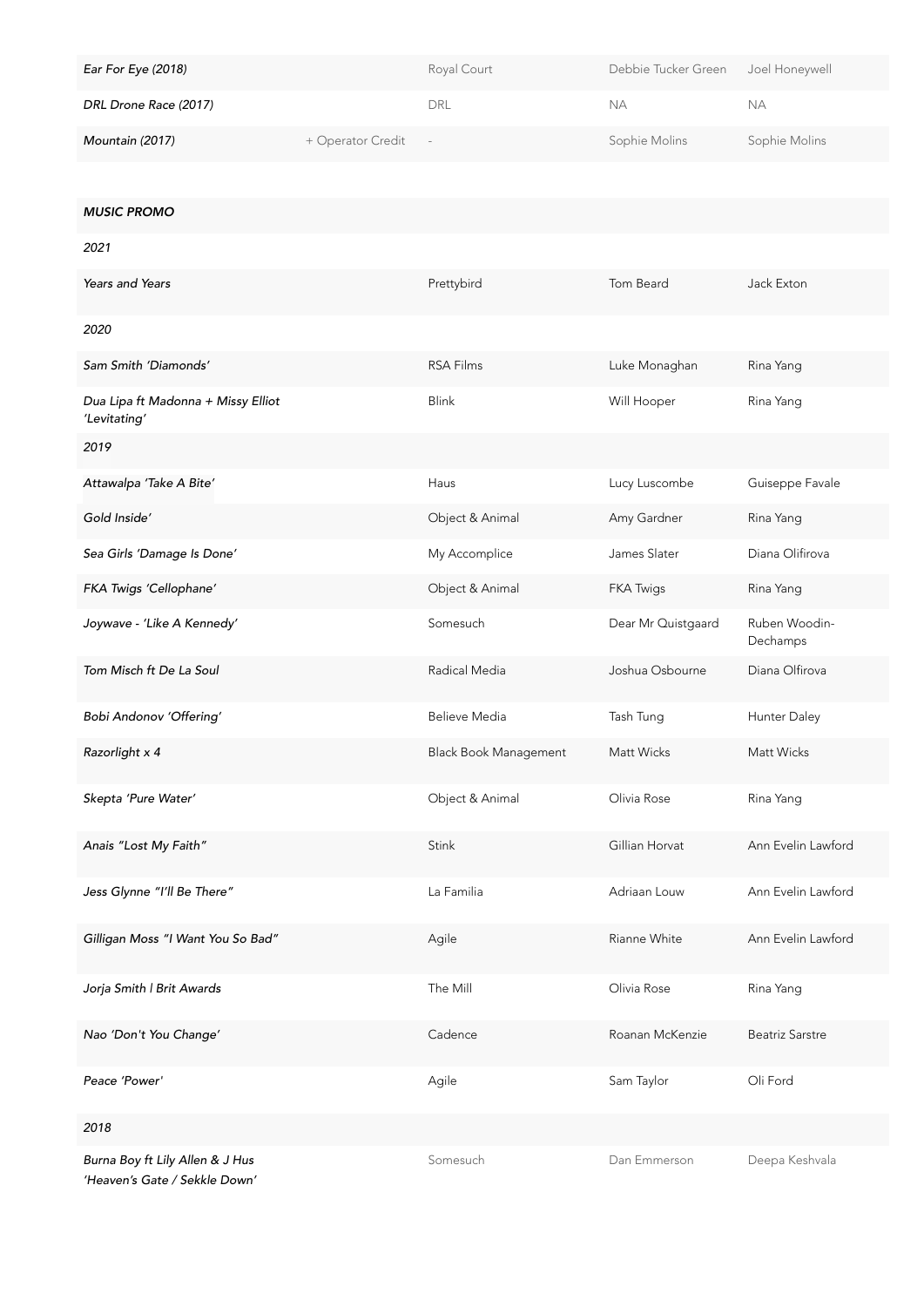| | | | | |
|---|---|---|---|---|
| *Ear For Eye (2018)* | | Royal Court | Debbie Tucker Green | Joel Honeywell |
| *DRL Drone Race (2017)* | | DRL | NA | NA |
| *Mountain (2017)* | + Operator Credit | - | Sophie Molins | Sophie Molins |

| | | | |
|---|---|---|---|
| ***MUSIC PROMO*** | | | |
| *2021* | | | |
| *Years and Years* | Prettybird | Tom Beard | Jack Exton |
| *2020* | | | |
| *Sam Smith 'Diamonds'* | RSA Films | Luke Monaghan | Rina Yang |
| *Dua Lipa ft Madonna + Missy Elliot 'Levitating'* | Blink | Will Hooper | Rina Yang |
| *2019* | | | |
| *Attawalpa 'Take A Bite'* | Haus | Lucy Luscombe | Guiseppe Favale |
| *Gold Inside'* | Object & Animal | Amy Gardner | Rina Yang |
| *Sea Girls 'Damage Is Done'* | My Accomplice | James Slater | Diana Olifirova |
| *FKA Twigs 'Cellophane'* | Object & Animal | FKA Twigs | Rina Yang |
| *Joywave - 'Like A Kennedy'* | Somesuch | Dear Mr Quistgaard | Ruben Woodin-Dechamps |
| *Tom Misch ft De La Soul* | Radical Media | Joshua Osbourne | Diana Olfirova |
| *Bobi Andonov 'Offering'* | Believe Media | Tash Tung | Hunter Daley |
| *Razorlight x 4* | Black Book Management | Matt Wicks | Matt Wicks |
| *Skepta 'Pure Water'* | Object & Animal | Olivia Rose | Rina Yang |
| *Anais "Lost My Faith"* | Stink | Gillian Horvat | Ann Evelin Lawford |
| *Jess Glynne "I'll Be There"* | La Familia | Adriaan Louw | Ann Evelin Lawford |
| *Gilligan Moss "I Want You So Bad"* | Agile | Rianne White | Ann Evelin Lawford |
| *Jorja Smith \| Brit Awards* | The Mill | Olivia Rose | Rina Yang |
| *Nao 'Don't You Change'* | Cadence | Roanan McKenzie | Beatriz Sarstre |
| *Peace 'Power'* | Agile | Sam Taylor | Oli Ford |
| *2018* | | | |
| *Burna Boy ft Lily Allen & J Hus 'Heaven's Gate / Sekkle Down'* | Somesuch | Dan Emmerson | Deepa Keshvala |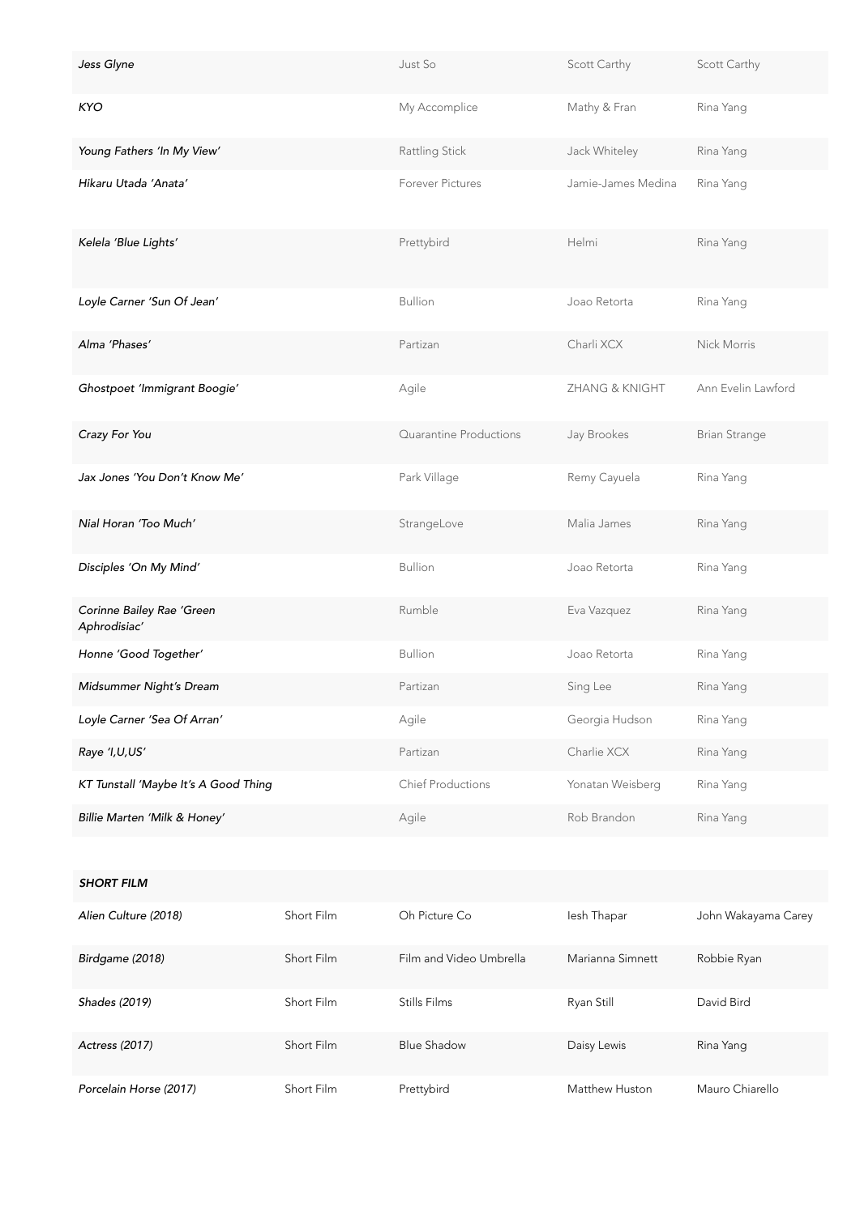| | | | | |
|---|---|---|---|---|
| *Jess Glyne* | | Just So | Scott Carthy | Scott Carthy |
| *KYO* | | My Accomplice | Mathy & Fran | Rina Yang |
| *Young Fathers 'In My View'* | | Rattling Stick | Jack Whiteley | Rina Yang |
| *Hikaru Utada 'Anata'* | | Forever Pictures | Jamie-James Medina | Rina Yang |
| *Kelela 'Blue Lights'* | | Prettybird | Helmi | Rina Yang |
| *Loyle Carner 'Sun Of Jean'* | | Bullion | Joao Retorta | Rina Yang |
| *Alma 'Phases'* | | Partizan | Charli XCX | Nick Morris |
| *Ghostpoet 'Immigrant Boogie'* | | Agile | ZHANG & KNIGHT | Ann Evelin Lawford |
| *Crazy For You* | | Quarantine Productions | Jay Brookes | Brian Strange |
| *Jax Jones 'You Don't Know Me'* | | Park Village | Remy Cayuela | Rina Yang |
| *Nial Horan 'Too Much'* | | StrangeLove | Malia James | Rina Yang |
| *Disciples 'On My Mind'* | | Bullion | Joao Retorta | Rina Yang |
| *Corinne Bailey Rae 'Green Aphrodisiac'* | | Rumble | Eva Vazquez | Rina Yang |
| *Honne 'Good Together'* | | Bullion | Joao Retorta | Rina Yang |
| *Midsummer Night's Dream* | | Partizan | Sing Lee | Rina Yang |
| *Loyle Carner 'Sea Of Arran'* | | Agile | Georgia Hudson | Rina Yang |
| *Raye 'I,U,US'* | | Partizan | Charlie XCX | Rina Yang |
| *KT Tunstall 'Maybe It's A Good Thing* | | Chief Productions | Yonatan Weisberg | Rina Yang |
| *Billie Marten 'Milk & Honey'* | | Agile | Rob Brandon | Rina Yang |

| *SHORT FILM* | | | | |
|---|---|---|---|---|
| *Alien Culture (2018)* | Short Film | Oh Picture Co | Iesh Thapar | John Wakayama Carey |
| *Birdgame (2018)* | Short Film | Film and Video Umbrella | Marianna Simnett | Robbie Ryan |
| *Shades (2019)* | Short Film | Stills Films | Ryan Still | David Bird |
| *Actress (2017)* | Short Film | Blue Shadow | Daisy Lewis | Rina Yang |
| *Porcelain Horse (2017)* | Short Film | Prettybird | Matthew Huston | Mauro Chiarello |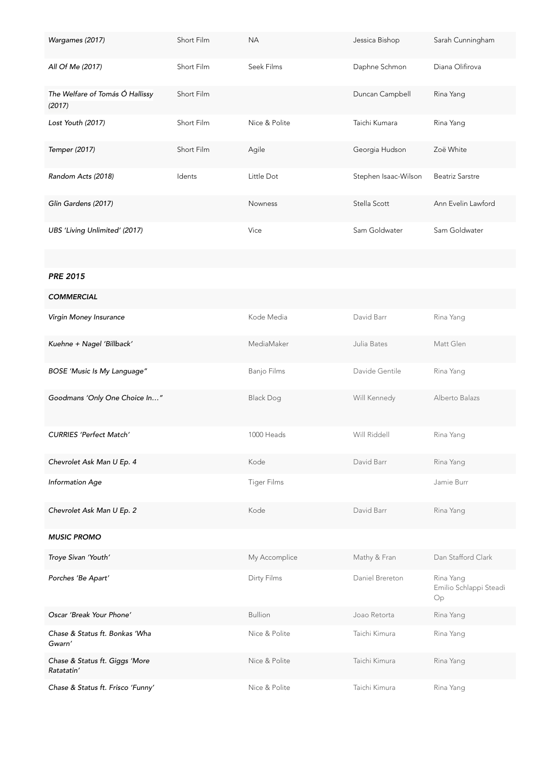| | | | | |
|---|---|---|---|---|
| *Wargames (2017)* | Short Film | NA | Jessica Bishop | Sarah Cunningham |
| *All Of Me (2017)* | Short Film | Seek Films | Daphne Schmon | Diana Olifirova |
| *The Welfare of Tomás Ó Hallissy (2017)* | Short Film | | Duncan Campbell | Rina Yang |
| *Lost Youth (2017)* | Short Film | Nice & Polite | Taichi Kumara | Rina Yang |
| *Temper (2017)* | Short Film | Agile | Georgia Hudson | Zoë White |
| *Random Acts (2018)* | Idents | Little Dot | Stephen Isaac-Wilson | Beatriz Sarstre |
| *Glin Gardens (2017)* | | Nowness | Stella Scott | Ann Evelin Lawford |
| *UBS 'Living Unlimited' (2017)* | | Vice | Sam Goldwater | Sam Goldwater |
| | | | | |
| ***PRE 2015*** | | | | |
| ***COMMERCIAL*** | | | | |
| *Virgin Money Insurance* | | Kode Media | David Barr | Rina Yang |
| *Kuehne + Nagel 'Billback'* | | MediaMaker | Julia Bates | Matt Glen |
| *BOSE 'Music Is My Language"* | | Banjo Films | Davide Gentile | Rina Yang |
| *Goodmans 'Only One Choice In…"* | | Black Dog | Will Kennedy | Alberto Balazs |
| *CURRIES 'Perfect Match'* | | 1000 Heads | Will Riddell | Rina Yang |
| *Chevrolet Ask Man U Ep. 4* | | Kode | David Barr | Rina Yang |
| *Information Age* | | Tiger Films | | Jamie Burr |
| *Chevrolet Ask Man U Ep. 2* | | Kode | David Barr | Rina Yang |
| ***MUSIC PROMO*** | | | | |
| *Troye Sivan 'Youth'* | | My Accomplice | Mathy & Fran | Dan Stafford Clark |
| *Porches 'Be Apart'* | | Dirty Films | Daniel Brereton | Rina Yang<br>Emilio Schlappi Steadi Op |
| *Oscar 'Break Your Phone'* | | Bullion | Joao Retorta | Rina Yang |
| *Chase & Status ft. Bonkas 'Wha Gwarn'* | | Nice & Polite | Taichi Kimura | Rina Yang |
| *Chase & Status ft. Giggs 'More Ratatatin'* | | Nice & Polite | Taichi Kimura | Rina Yang |
| *Chase & Status ft. Frisco 'Funny'* | | Nice & Polite | Taichi Kimura | Rina Yang |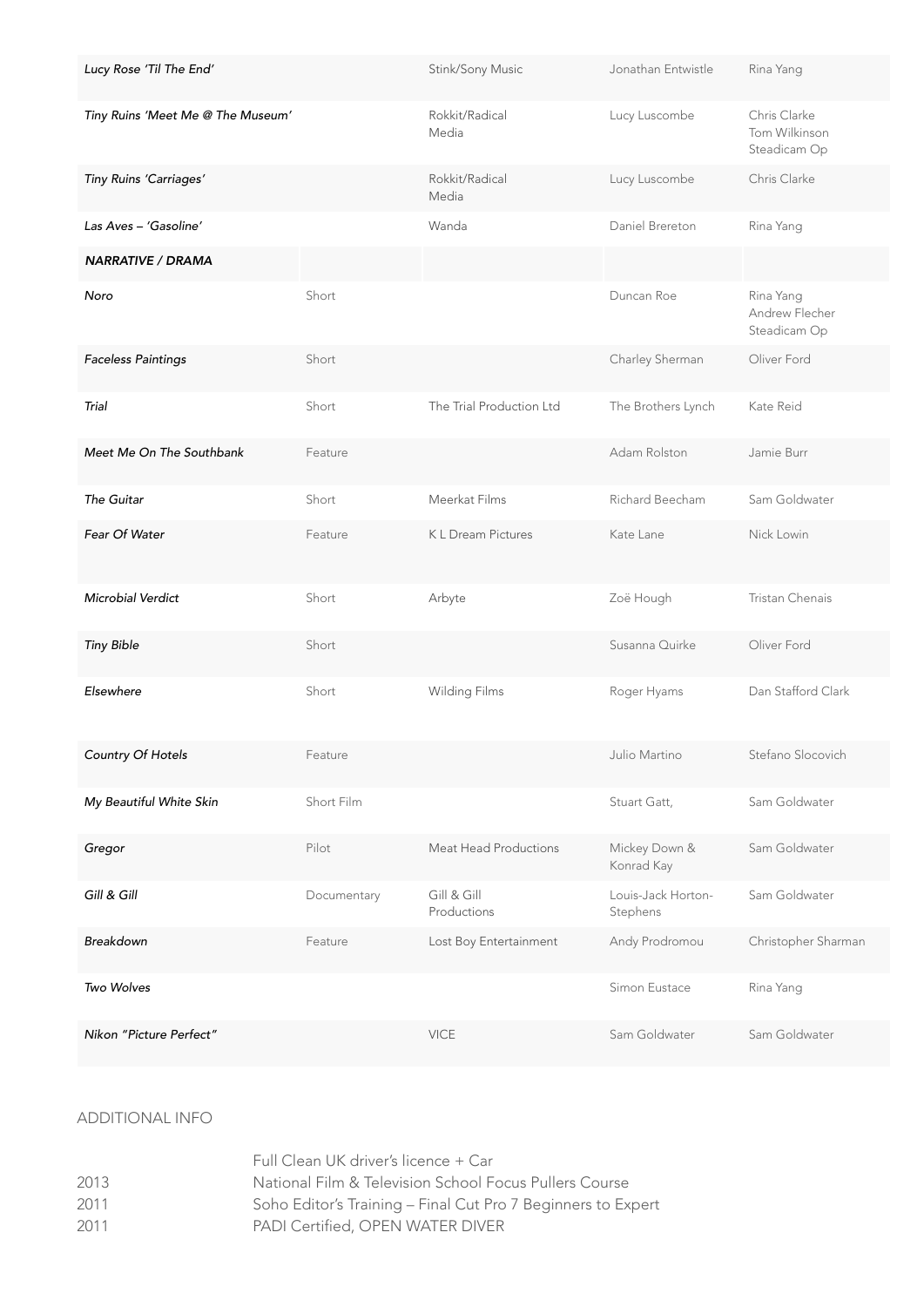| | | | | |
|---|---|---|---|---|
| *Lucy Rose 'Til The End'* | | Stink/Sony Music | Jonathan Entwistle | Rina Yang |
| *Tiny Ruins 'Meet Me @ The Museum'* | | Rokkit/Radical Media | Lucy Luscombe | Chris Clarke Tom Wilkinson Steadicam Op |
| *Tiny Ruins 'Carriages'* | | Rokkit/Radical Media | Lucy Luscombe | Chris Clarke |
| *Las Aves – 'Gasoline'* | | Wanda | Daniel Brereton | Rina Yang |
| ***NARRATIVE / DRAMA*** | | | | |
| *Noro* | Short | | Duncan Roe | Rina Yang Andrew Flecher Steadicam Op |
| *Faceless Paintings* | Short | | Charley Sherman | Oliver Ford |
| *Trial* | Short | The Trial Production Ltd | The Brothers Lynch | Kate Reid |
| *Meet Me On The Southbank* | Feature | | Adam Rolston | Jamie Burr |
| *The Guitar* | Short | Meerkat Films | Richard Beecham | Sam Goldwater |
| *Fear Of Water* | Feature | K L Dream Pictures | Kate Lane | Nick Lowin |
| *Microbial Verdict* | Short | Arbyte | Zoë Hough | Tristan Chenais |
| *Tiny Bible* | Short | | Susanna Quirke | Oliver Ford |
| *Elsewhere* | Short | Wilding Films | Roger Hyams | Dan Stafford Clark |
| *Country Of Hotels* | Feature | | Julio Martino | Stefano Slocovich |
| *My Beautiful White Skin* | Short Film | | Stuart Gatt, | Sam Goldwater |
| *Gregor* | Pilot | Meat Head Productions | Mickey Down & Konrad Kay | Sam Goldwater |
| *Gill & Gill* | Documentary | Gill & Gill Productions | Louis-Jack Horton-Stephens | Sam Goldwater |
| *Breakdown* | Feature | Lost Boy Entertainment | Andy Prodromou | Christopher Sharman |
| *Two Wolves* | | | Simon Eustace | Rina Yang |
| *Nikon "Picture Perfect"* | | VICE | Sam Goldwater | Sam Goldwater |

## ADDITIONAL INFO

| | |
|---|---|
| | Full Clean UK driver's licence + Car |
| 2013 | National Film & Television School Focus Pullers Course |
| 2011 | Soho Editor's Training – Final Cut Pro 7 Beginners to Expert |
| 2011 | PADI Certified, OPEN WATER DIVER |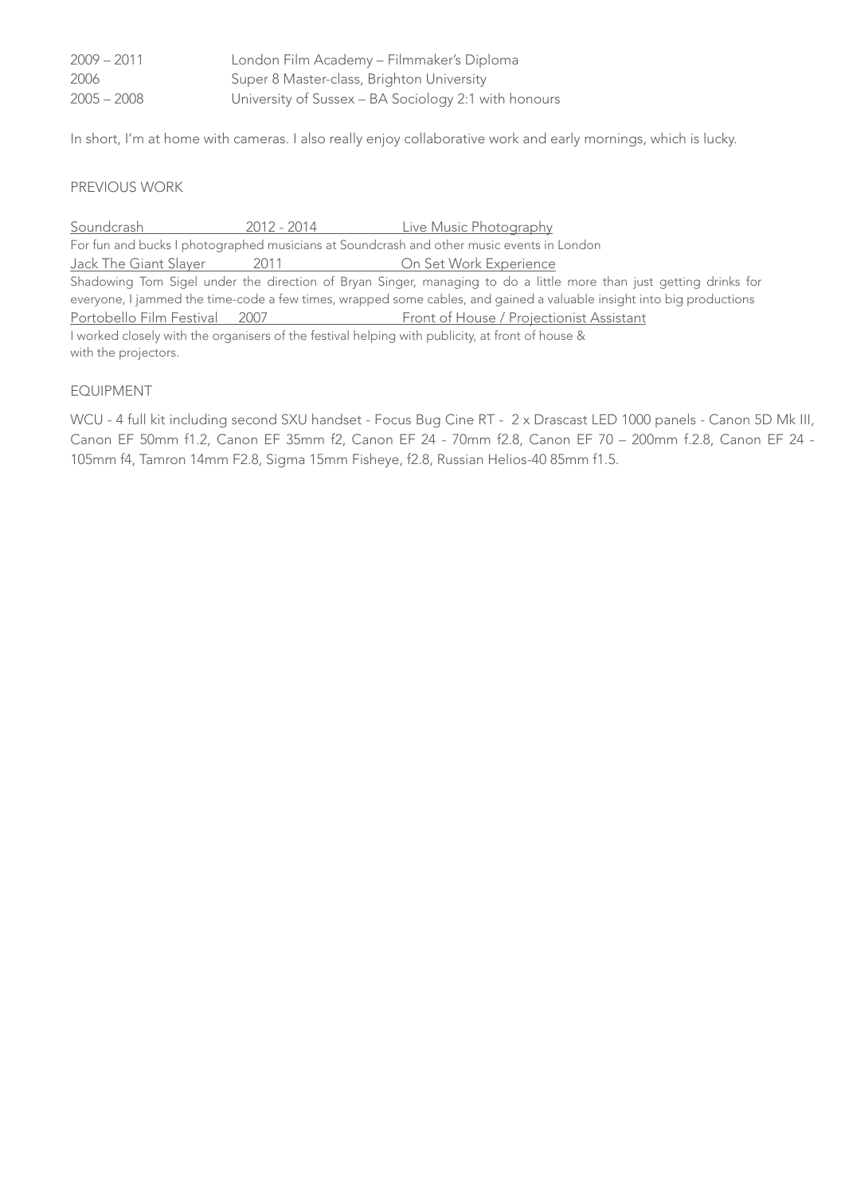| | |
|---|---|
| 2009 – 2011 | London Film Academy – Filmmaker's Diploma |
| 2006 | Super 8 Master-class, Brighton University |
| 2005 – 2008 | University of Sussex – BA Sociology 2:1 with honours |

In short, I'm at home with cameras. I also really enjoy collaborative work and early mornings, which is lucky.

## PREVIOUS WORK

Soundcrash 2012 - 2014 Live Music Photography

For fun and bucks I photographed musicians at Soundcrash and other music events in London

Jack The Giant Slayer 2011 On Set Work Experience

Shadowing Tom Sigel under the direction of Bryan Singer, managing to do a little more than just getting drinks for everyone, I jammed the time-code a few times, wrapped some cables, and gained a valuable insight into big productions

Portobello Film Festival 2007 Front of House / Projectionist Assistant

I worked closely with the organisers of the festival helping with publicity, at front of house & with the projectors.

## EQUIPMENT

WCU - 4 full kit including second SXU handset - Focus Bug Cine RT - 2 x Drascast LED 1000 panels - Canon 5D Mk III, Canon EF 50mm f1.2, Canon EF 35mm f2, Canon EF 24 - 70mm f2.8, Canon EF 70 – 200mm f.2.8, Canon EF 24 - 105mm f4, Tamron 14mm F2.8, Sigma 15mm Fisheye, f2.8, Russian Helios-40 85mm f1.5.